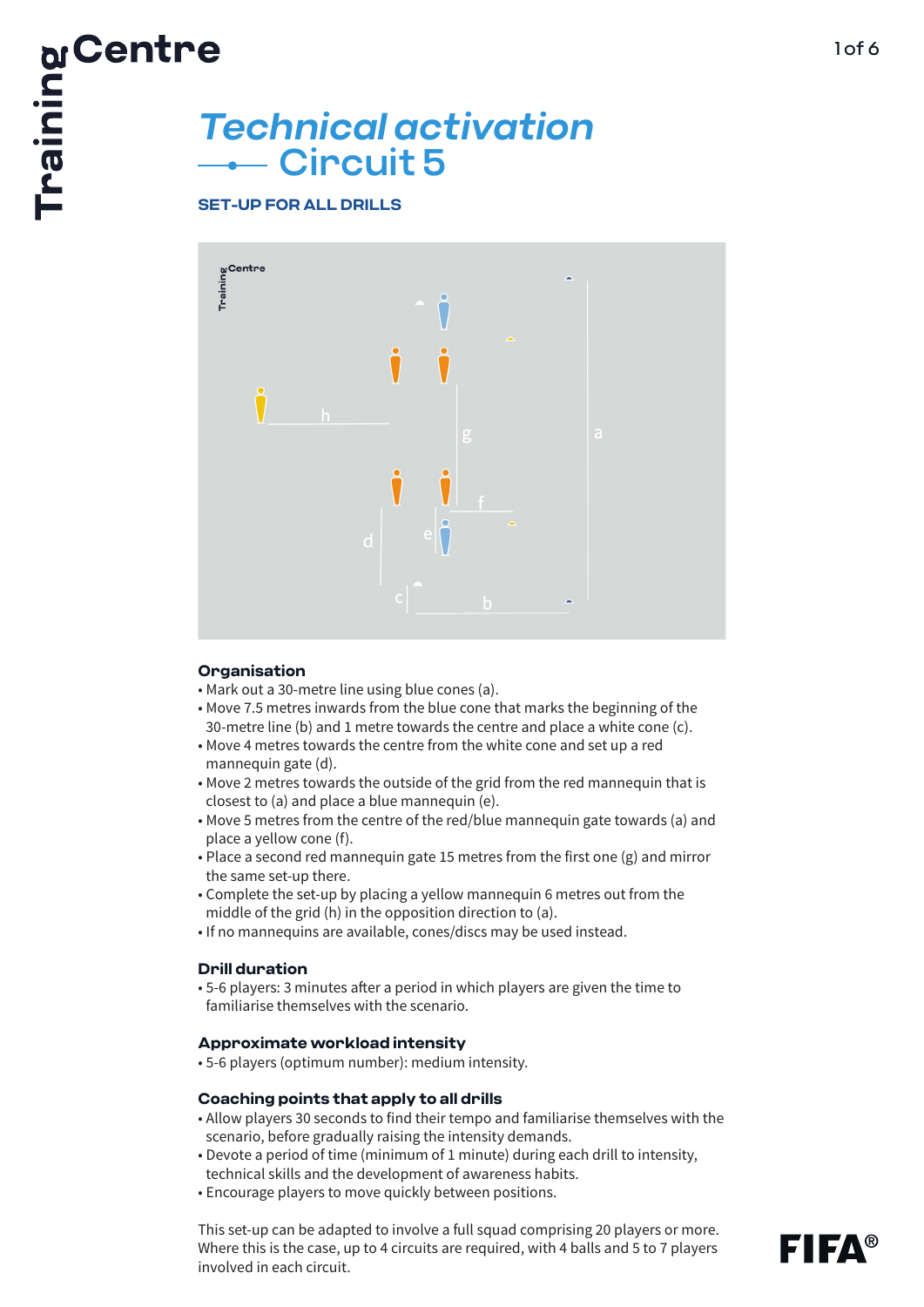# Technical activation

## Circuit 5

### SET-UP FOR ALL DRILLS

### Organisation

- Mark out a 30-metre line using blue cones (a).
- Move 7.5 metres inwards from the blue cone that marks the beginning of the 30-metre line (b) and 1 metre towards the centre and place a white cone (c).
- Move 4 metres towards the centre from the white cone and set up a red mannequin gate (d).
- Move 2 metres towards the outside of the grid from the red mannequin that is closest to (a) and place a blue mannequin (e).
- Move 5 metres from the centre of the red/blue mannequin gate towards (a) and place a yellow cone (f).
- Place a second red mannequin gate 15 metres from the first one (g) and mirror the same set-up there.
- Complete the set-up by placing a yellow mannequin 6 metres out from the middle of the grid (h) in the opposition direction to (a).
- If no mannequins are available, cones/discs may be used instead.

### Drill duration

- 5-6 players: 3 minutes after a period in which players are given the time to familiarise themselves with the scenario.

### Approximate workload intensity

- 5-6 players (optimum number): medium intensity.

### Coaching points that apply to all drills

- Allow players 30 seconds to find their tempo and familiarise themselves with the scenario, before gradually raising the intensity demands.
- Devote a period of time (minimum of 1 minute) during each drill to intensity, technical skills and the development of awareness habits.
- Encourage players to move quickly between positions.

This set-up can be adapted to involve a full squad comprising 20 players or more. Where this is the case, up to 4 circuits are required, with 4 balls and 5 to 7 players involved in each circuit.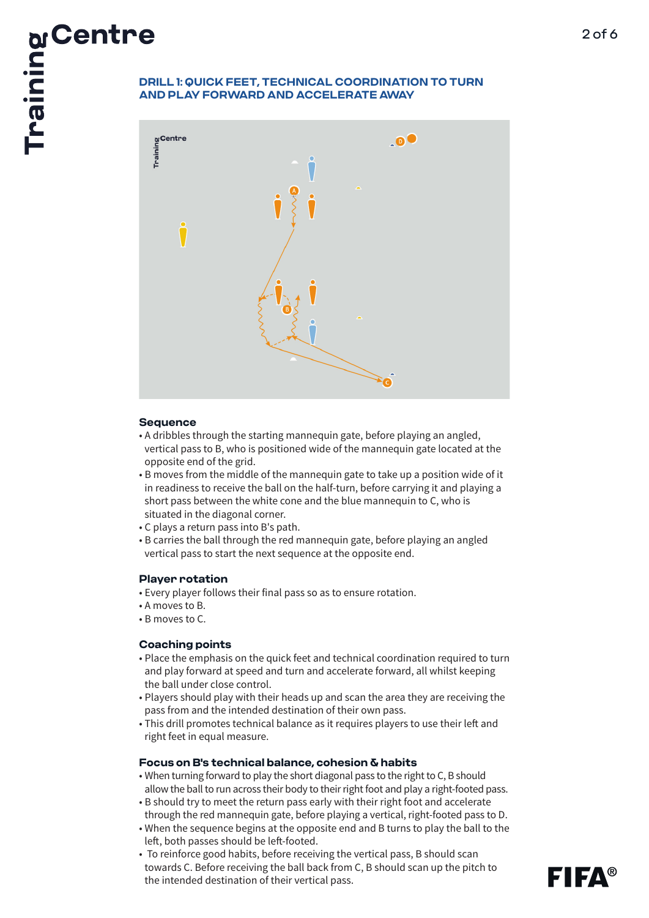## DRILL 1: QUICK FEET, TECHNICAL COORDINATION TO TURN AND PLAY FORWARD AND ACCELERATE AWAY

### Sequence

- A dribbles through the starting mannequin gate, before playing an angled, vertical pass to B, who is positioned wide of the mannequin gate located at the opposite end of the grid.
- B moves from the middle of the mannequin gate to take up a position wide of it in readiness to receive the ball on the half-turn, before carrying it and playing a short pass between the white cone and the blue mannequin to C, who is situated in the diagonal corner.
- C plays a return pass into B's path.
- B carries the ball through the red mannequin gate, before playing an angled vertical pass to start the next sequence at the opposite end.

### Player rotation

- Every player follows their final pass so as to ensure rotation.
- A moves to B.
- B moves to C.

### Coaching points

- Place the emphasis on the quick feet and technical coordination required to turn and play forward at speed and turn and accelerate forward, all whilst keeping the ball under close control.
- Players should play with their heads up and scan the area they are receiving the pass from and the intended destination of their own pass.
- This drill promotes technical balance as it requires players to use their left and right feet in equal measure.

### Focus on B's technical balance, cohesion & habits

- When turning forward to play the short diagonal pass to the right to C, B should allow the ball to run across their body to their right foot and play a right-footed pass.
- B should try to meet the return pass early with their right foot and accelerate through the red mannequin gate, before playing a vertical, right-footed pass to D.
- When the sequence begins at the opposite end and B turns to play the ball to the left, both passes should be left-footed.
- To reinforce good habits, before receiving the vertical pass, B should scan towards C. Before receiving the ball back from C, B should scan up the pitch to the intended destination of their vertical pass.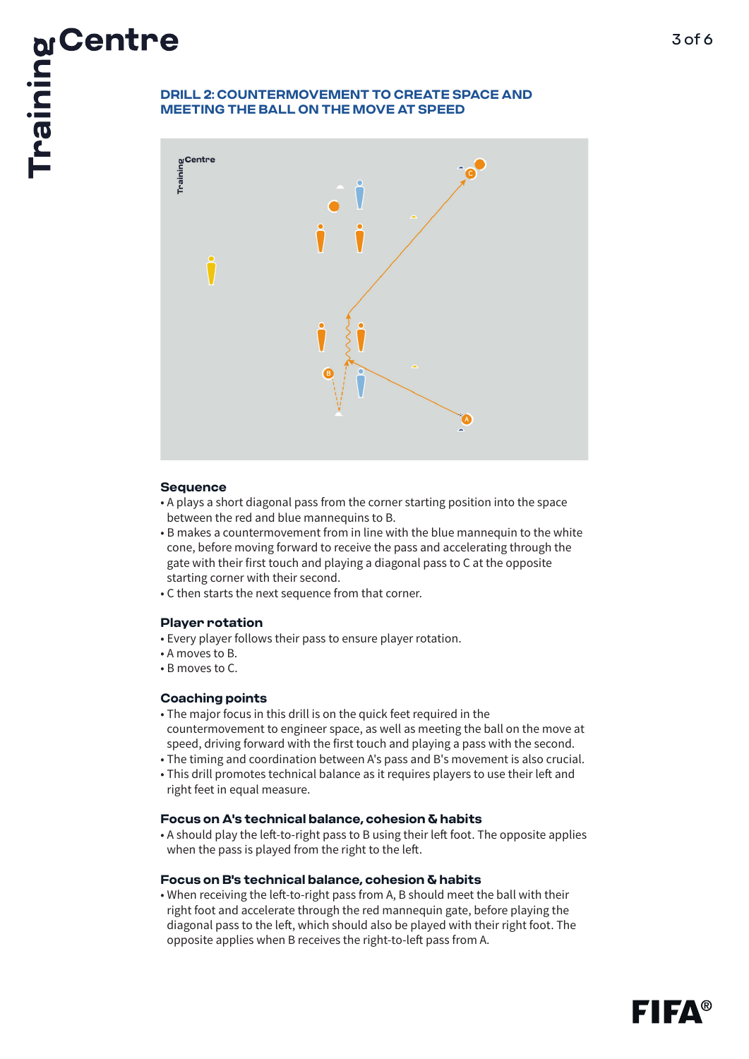## DRILL 2: COUNTERMOVEMENT TO CREATE SPACE AND MEETING THE BALL ON THE MOVE AT SPEED

### Sequence

- A plays a short diagonal pass from the corner starting position into the space between the red and blue mannequins to B.
- B makes a countermovement from in line with the blue mannequin to the white cone, before moving forward to receive the pass and accelerating through the gate with their first touch and playing a diagonal pass to C at the opposite starting corner with their second.
- C then starts the next sequence from that corner.

### Player rotation

- Every player follows their pass to ensure player rotation.
- A moves to B.
- B moves to C.

### Coaching points

- The major focus in this drill is on the quick feet required in the countermovement to engineer space, as well as meeting the ball on the move at speed, driving forward with the first touch and playing a pass with the second.
- The timing and coordination between A's pass and B's movement is also crucial.
- This drill promotes technical balance as it requires players to use their left and right feet in equal measure.

### Focus on A's technical balance, cohesion & habits

- A should play the left-to-right pass to B using their left foot. The opposite applies when the pass is played from the right to the left.

### Focus on B's technical balance, cohesion & habits

- When receiving the left-to-right pass from A, B should meet the ball with their right foot and accelerate through the red mannequin gate, before playing the diagonal pass to the left, which should also be played with their right foot. The opposite applies when B receives the right-to-left pass from A.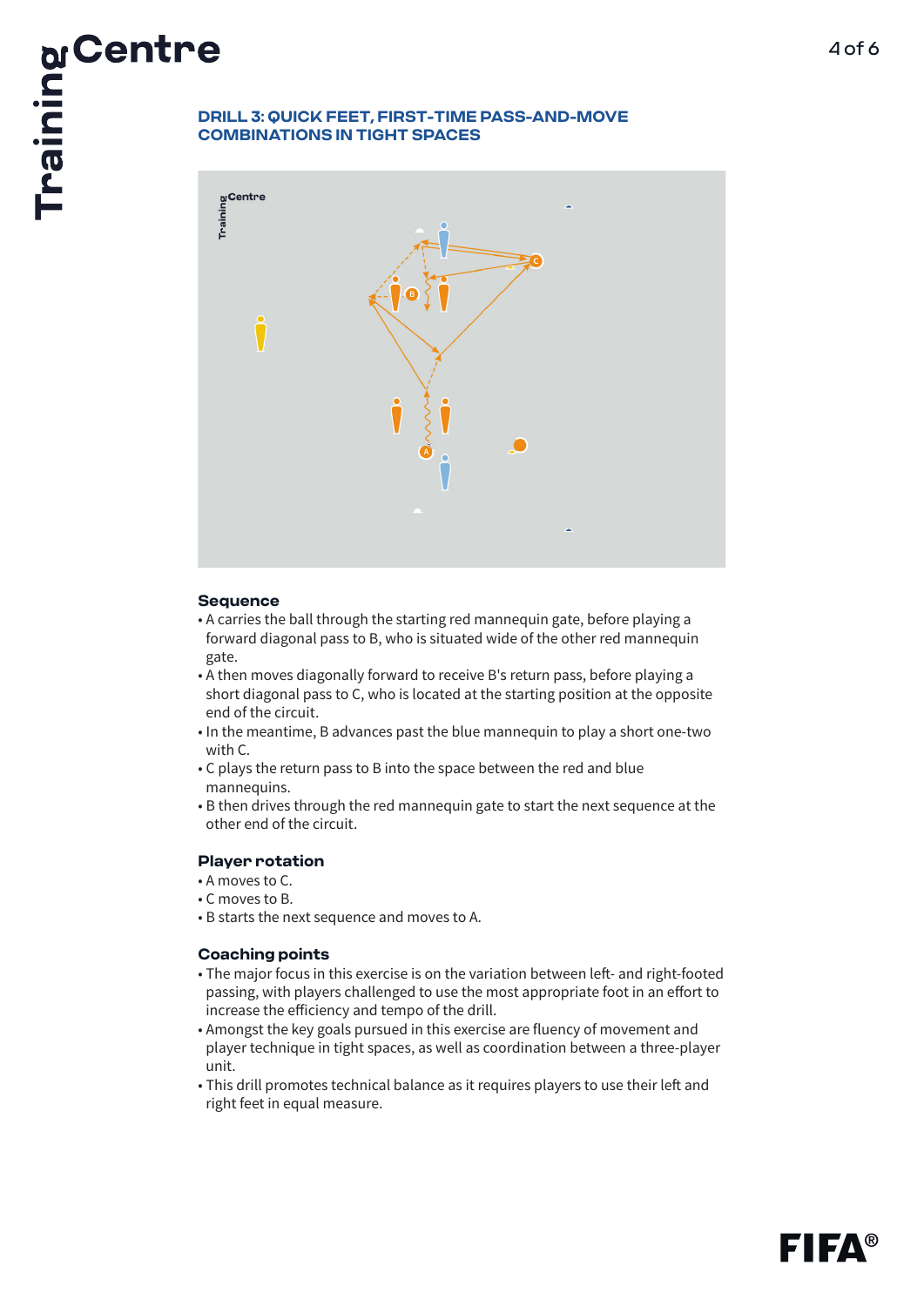## DRILL 3: QUICK FEET, FIRST-TIME PASS-AND-MOVE COMBINATIONS IN TIGHT SPACES

### Sequence

- A carries the ball through the starting red mannequin gate, before playing a forward diagonal pass to B, who is situated wide of the other red mannequin gate.
- A then moves diagonally forward to receive B's return pass, before playing a short diagonal pass to C, who is located at the starting position at the opposite end of the circuit.
- In the meantime, B advances past the blue mannequin to play a short one-two with C.
- C plays the return pass to B into the space between the red and blue mannequins.
- B then drives through the red mannequin gate to start the next sequence at the other end of the circuit.

### Player rotation

- A moves to C.
- C moves to B.
- B starts the next sequence and moves to A.

### Coaching points

- The major focus in this exercise is on the variation between left- and right-footed passing, with players challenged to use the most appropriate foot in an effort to increase the efficiency and tempo of the drill.
- Amongst the key goals pursued in this exercise are fluency of movement and player technique in tight spaces, as well as coordination between a three-player unit.
- This drill promotes technical balance as it requires players to use their left and right feet in equal measure.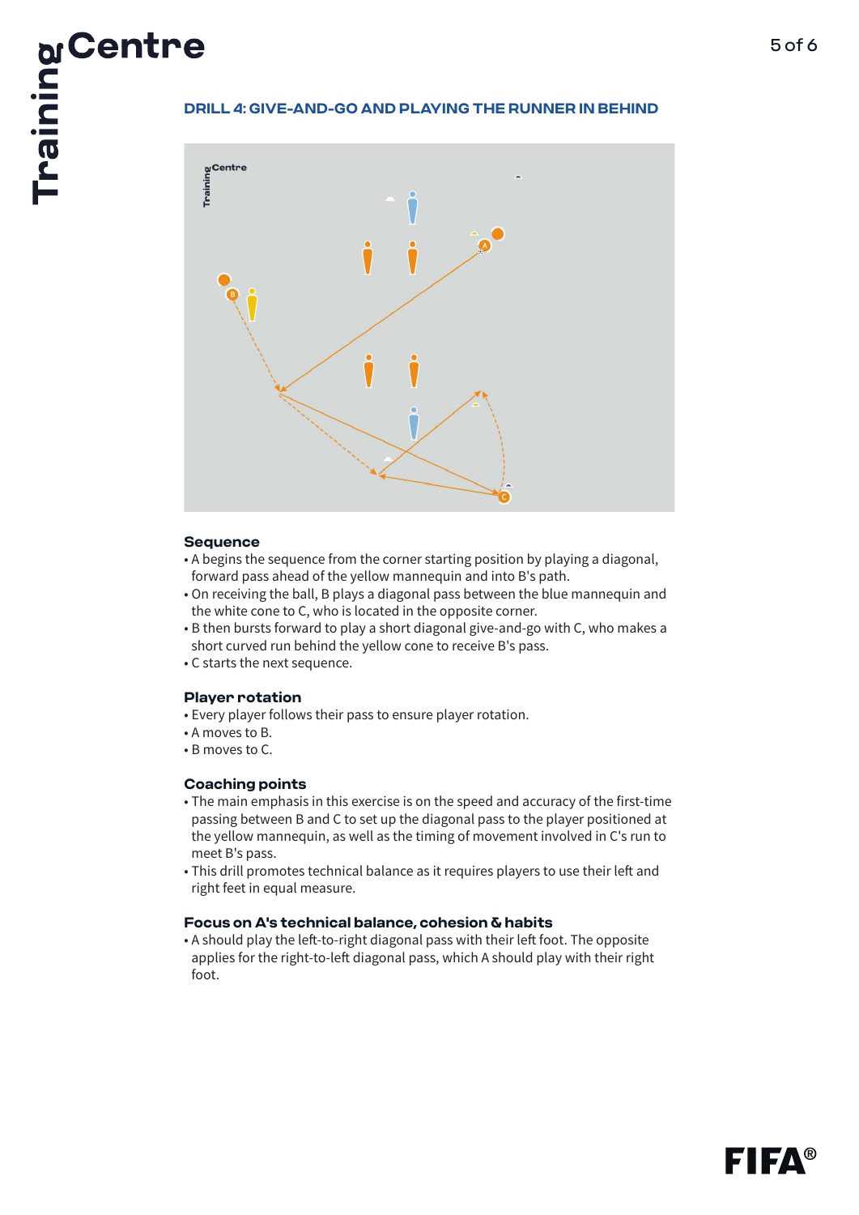## DRILL 4: GIVE-AND-GO AND PLAYING THE RUNNER IN BEHIND

### Sequence

- A begins the sequence from the corner starting position by playing a diagonal, forward pass ahead of the yellow mannequin and into B's path.
- On receiving the ball, B plays a diagonal pass between the blue mannequin and the white cone to C, who is located in the opposite corner.
- B then bursts forward to play a short diagonal give-and-go with C, who makes a short curved run behind the yellow cone to receive B's pass.
- C starts the next sequence.

### Player rotation

- Every player follows their pass to ensure player rotation.
- A moves to B.
- B moves to C.

### Coaching points

- The main emphasis in this exercise is on the speed and accuracy of the first-time passing between B and C to set up the diagonal pass to the player positioned at the yellow mannequin, as well as the timing of movement involved in C's run to meet B's pass.
- This drill promotes technical balance as it requires players to use their left and right feet in equal measure.

### Focus on A's technical balance, cohesion & habits

- A should play the left-to-right diagonal pass with their left foot. The opposite applies for the right-to-left diagonal pass, which A should play with their right foot.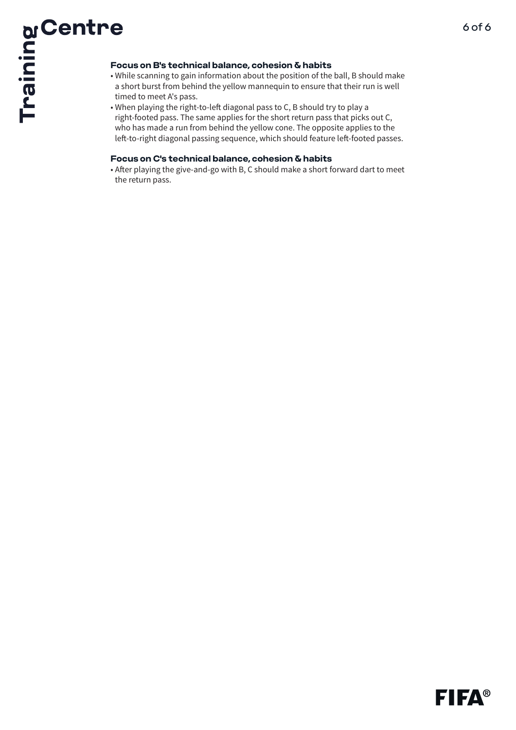### Focus on B's technical balance, cohesion & habits

- While scanning to gain information about the position of the ball, B should make a short burst from behind the yellow mannequin to ensure that their run is well timed to meet A's pass.
- When playing the right-to-left diagonal pass to C, B should try to play a right-footed pass. The same applies for the short return pass that picks out C, who has made a run from behind the yellow cone. The opposite applies to the left-to-right diagonal passing sequence, which should feature left-footed passes.

### Focus on C's technical balance, cohesion & habits

- After playing the give-and-go with B, C should make a short forward dart to meet the return pass.